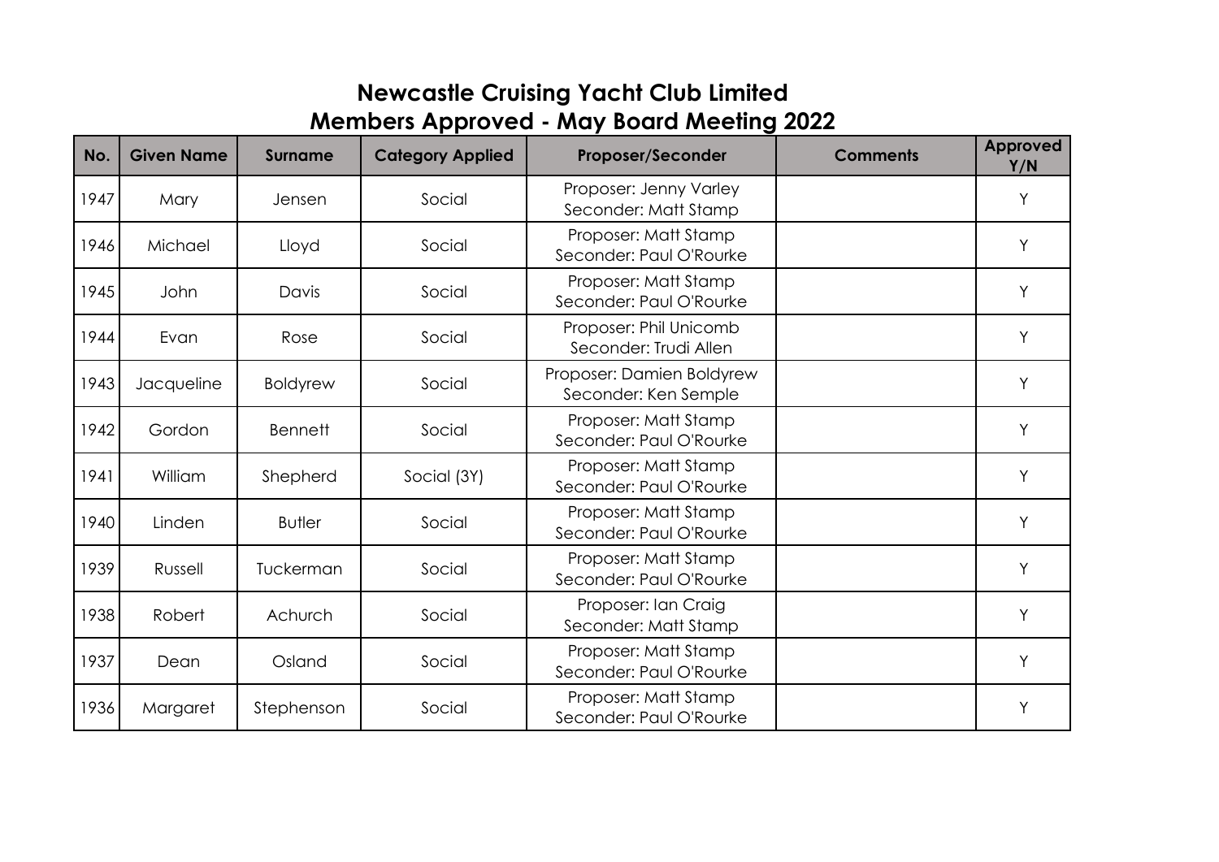# Newcastle Cruising Yacht Club Limited
## Members Approved - May Board Meeting 2022

| No. | Given Name | Surname | Category Applied | Proposer/Seconder | Comments | Approved Y/N |
|---|---|---|---|---|---|---|
| 1947 | Mary | Jensen | Social | Proposer: Jenny Varley<br>Seconder: Matt Stamp | | Y |
| 1946 | Michael | Lloyd | Social | Proposer: Matt Stamp<br>Seconder: Paul O'Rourke | | Y |
| 1945 | John | Davis | Social | Proposer: Matt Stamp<br>Seconder: Paul O'Rourke | | Y |
| 1944 | Evan | Rose | Social | Proposer: Phil Unicomb<br>Seconder: Trudi Allen | | Y |
| 1943 | Jacqueline | Boldyrew | Social | Proposer: Damien Boldyrew<br>Seconder: Ken Semple | | Y |
| 1942 | Gordon | Bennett | Social | Proposer: Matt Stamp<br>Seconder: Paul O'Rourke | | Y |
| 1941 | William | Shepherd | Social (3Y) | Proposer: Matt Stamp<br>Seconder: Paul O'Rourke | | Y |
| 1940 | Linden | Butler | Social | Proposer: Matt Stamp<br>Seconder: Paul O'Rourke | | Y |
| 1939 | Russell | Tuckerman | Social | Proposer: Matt Stamp<br>Seconder: Paul O'Rourke | | Y |
| 1938 | Robert | Achurch | Social | Proposer: Ian Craig<br>Seconder: Matt Stamp | | Y |
| 1937 | Dean | Osland | Social | Proposer: Matt Stamp<br>Seconder: Paul O'Rourke | | Y |
| 1936 | Margaret | Stephenson | Social | Proposer: Matt Stamp<br>Seconder: Paul O'Rourke | | Y |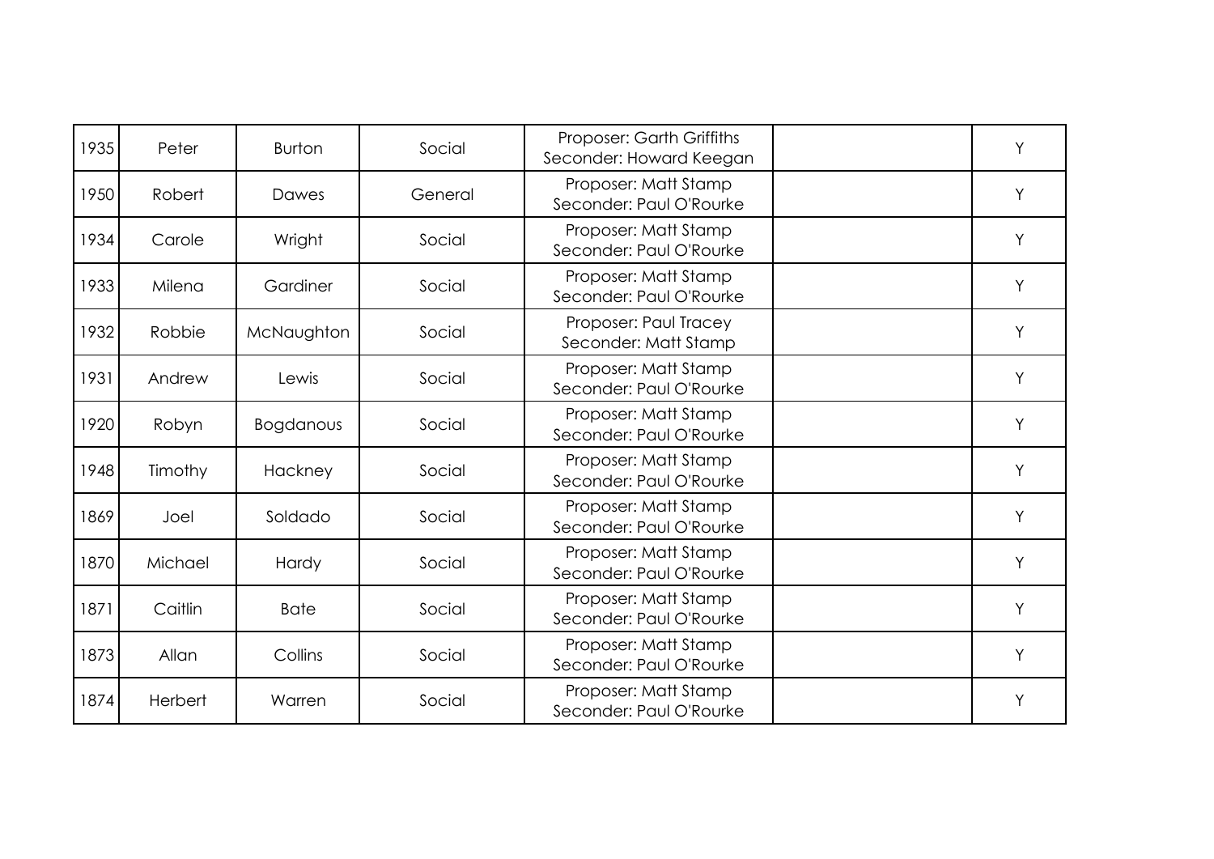| | | | | | | |
|---|---|---|---|---|---|---|
| 1935 | Peter | Burton | Social | Proposer: Garth Griffiths<br>Seconder: Howard Keegan | | Y |
| 1950 | Robert | Dawes | General | Proposer: Matt Stamp<br>Seconder: Paul O'Rourke | | Y |
| 1934 | Carole | Wright | Social | Proposer: Matt Stamp<br>Seconder: Paul O'Rourke | | Y |
| 1933 | Milena | Gardiner | Social | Proposer: Matt Stamp<br>Seconder: Paul O'Rourke | | Y |
| 1932 | Robbie | McNaughton | Social | Proposer: Paul Tracey<br>Seconder: Matt Stamp | | Y |
| 1931 | Andrew | Lewis | Social | Proposer: Matt Stamp<br>Seconder: Paul O'Rourke | | Y |
| 1920 | Robyn | Bogdanous | Social | Proposer: Matt Stamp<br>Seconder: Paul O'Rourke | | Y |
| 1948 | Timothy | Hackney | Social | Proposer: Matt Stamp<br>Seconder: Paul O'Rourke | | Y |
| 1869 | Joel | Soldado | Social | Proposer: Matt Stamp<br>Seconder: Paul O'Rourke | | Y |
| 1870 | Michael | Hardy | Social | Proposer: Matt Stamp<br>Seconder: Paul O'Rourke | | Y |
| 1871 | Caitlin | Bate | Social | Proposer: Matt Stamp<br>Seconder: Paul O'Rourke | | Y |
| 1873 | Allan | Collins | Social | Proposer: Matt Stamp<br>Seconder: Paul O'Rourke | | Y |
| 1874 | Herbert | Warren | Social | Proposer: Matt Stamp<br>Seconder: Paul O'Rourke | | Y |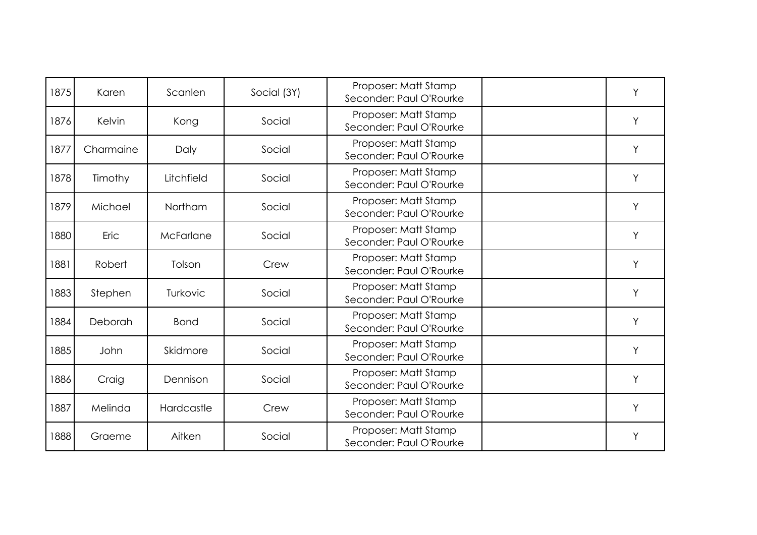| | | | | | | |
|---|---|---|---|---|---|---|
| 1875 | Karen | Scanlen | Social (3Y) | Proposer: Matt Stamp Seconder: Paul O'Rourke | | Y |
| 1876 | Kelvin | Kong | Social | Proposer: Matt Stamp Seconder: Paul O'Rourke | | Y |
| 1877 | Charmaine | Daly | Social | Proposer: Matt Stamp Seconder: Paul O'Rourke | | Y |
| 1878 | Timothy | Litchfield | Social | Proposer: Matt Stamp Seconder: Paul O'Rourke | | Y |
| 1879 | Michael | Northam | Social | Proposer: Matt Stamp Seconder: Paul O'Rourke | | Y |
| 1880 | Eric | McFarlane | Social | Proposer: Matt Stamp Seconder: Paul O'Rourke | | Y |
| 1881 | Robert | Tolson | Crew | Proposer: Matt Stamp Seconder: Paul O'Rourke | | Y |
| 1883 | Stephen | Turkovic | Social | Proposer: Matt Stamp Seconder: Paul O'Rourke | | Y |
| 1884 | Deborah | Bond | Social | Proposer: Matt Stamp Seconder: Paul O'Rourke | | Y |
| 1885 | John | Skidmore | Social | Proposer: Matt Stamp Seconder: Paul O'Rourke | | Y |
| 1886 | Craig | Dennison | Social | Proposer: Matt Stamp Seconder: Paul O'Rourke | | Y |
| 1887 | Melinda | Hardcastle | Crew | Proposer: Matt Stamp Seconder: Paul O'Rourke | | Y |
| 1888 | Graeme | Aitken | Social | Proposer: Matt Stamp Seconder: Paul O'Rourke | | Y |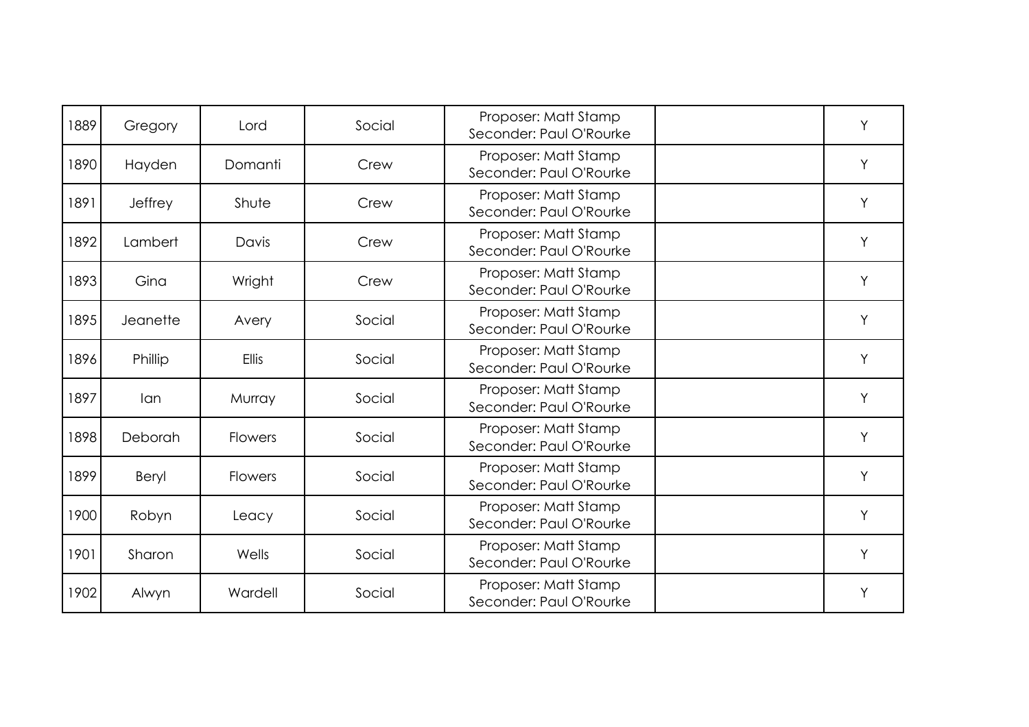| 1889 | Gregory | Lord | Social | Proposer: Matt Stamp Seconder: Paul O'Rourke | | Y |
|---|---|---|---|---|---|---|
| 1890 | Hayden | Domanti | Crew | Proposer: Matt Stamp Seconder: Paul O'Rourke | | Y |
| 1891 | Jeffrey | Shute | Crew | Proposer: Matt Stamp Seconder: Paul O'Rourke | | Y |
| 1892 | Lambert | Davis | Crew | Proposer: Matt Stamp Seconder: Paul O'Rourke | | Y |
| 1893 | Gina | Wright | Crew | Proposer: Matt Stamp Seconder: Paul O'Rourke | | Y |
| 1895 | Jeanette | Avery | Social | Proposer: Matt Stamp Seconder: Paul O'Rourke | | Y |
| 1896 | Phillip | Ellis | Social | Proposer: Matt Stamp Seconder: Paul O'Rourke | | Y |
| 1897 | Ian | Murray | Social | Proposer: Matt Stamp Seconder: Paul O'Rourke | | Y |
| 1898 | Deborah | Flowers | Social | Proposer: Matt Stamp Seconder: Paul O'Rourke | | Y |
| 1899 | Beryl | Flowers | Social | Proposer: Matt Stamp Seconder: Paul O'Rourke | | Y |
| 1900 | Robyn | Leacy | Social | Proposer: Matt Stamp Seconder: Paul O'Rourke | | Y |
| 1901 | Sharon | Wells | Social | Proposer: Matt Stamp Seconder: Paul O'Rourke | | Y |
| 1902 | Alwyn | Wardell | Social | Proposer: Matt Stamp Seconder: Paul O'Rourke | | Y |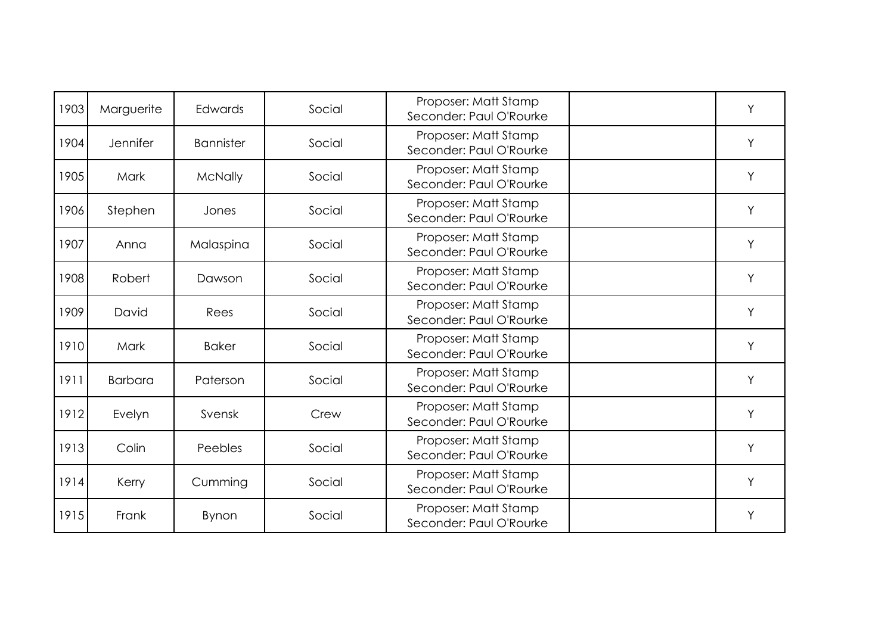| | | | | | | |
|---|---|---|---|---|---|---|
| 1903 | Marguerite | Edwards | Social | Proposer: Matt Stamp Seconder: Paul O'Rourke | | Y |
| 1904 | Jennifer | Bannister | Social | Proposer: Matt Stamp Seconder: Paul O'Rourke | | Y |
| 1905 | Mark | McNally | Social | Proposer: Matt Stamp Seconder: Paul O'Rourke | | Y |
| 1906 | Stephen | Jones | Social | Proposer: Matt Stamp Seconder: Paul O'Rourke | | Y |
| 1907 | Anna | Malaspina | Social | Proposer: Matt Stamp Seconder: Paul O'Rourke | | Y |
| 1908 | Robert | Dawson | Social | Proposer: Matt Stamp Seconder: Paul O'Rourke | | Y |
| 1909 | David | Rees | Social | Proposer: Matt Stamp Seconder: Paul O'Rourke | | Y |
| 1910 | Mark | Baker | Social | Proposer: Matt Stamp Seconder: Paul O'Rourke | | Y |
| 1911 | Barbara | Paterson | Social | Proposer: Matt Stamp Seconder: Paul O'Rourke | | Y |
| 1912 | Evelyn | Svensk | Crew | Proposer: Matt Stamp Seconder: Paul O'Rourke | | Y |
| 1913 | Colin | Peebles | Social | Proposer: Matt Stamp Seconder: Paul O'Rourke | | Y |
| 1914 | Kerry | Cumming | Social | Proposer: Matt Stamp Seconder: Paul O'Rourke | | Y |
| 1915 | Frank | Bynon | Social | Proposer: Matt Stamp Seconder: Paul O'Rourke | | Y |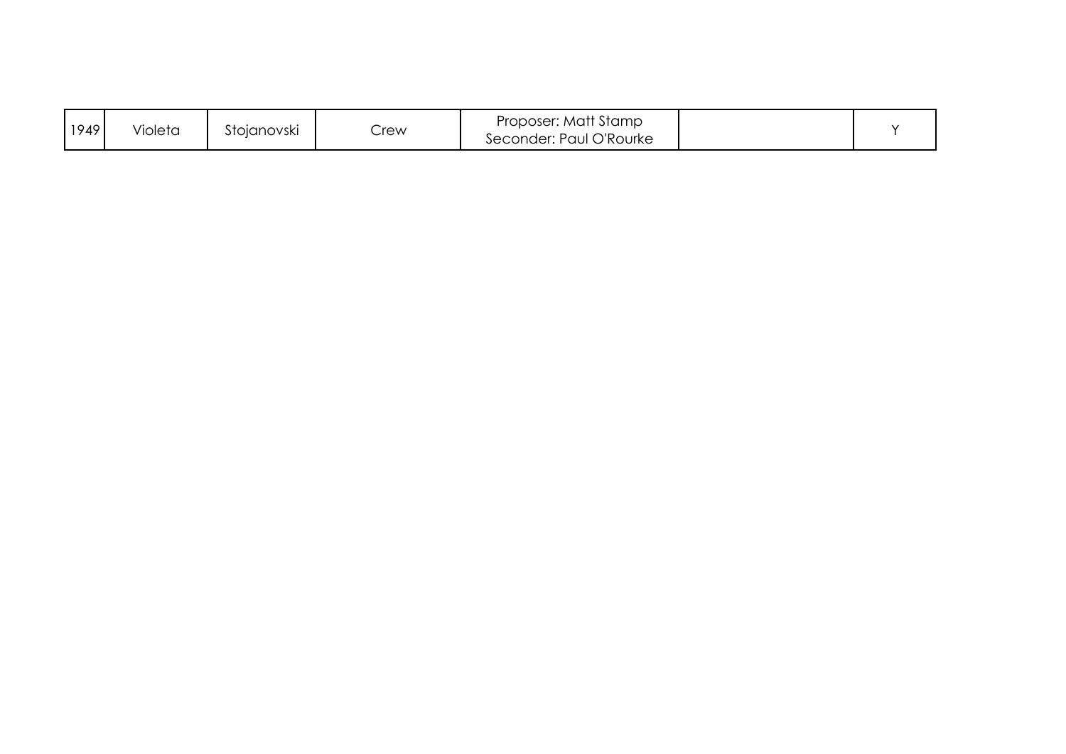| | | | | | | |
|---|---|---|---|---|---|---|
| 1949 | Violeta | Stojanovski | Crew | Proposer: Matt Stamp<br>Seconder: Paul O'Rourke | | Y |